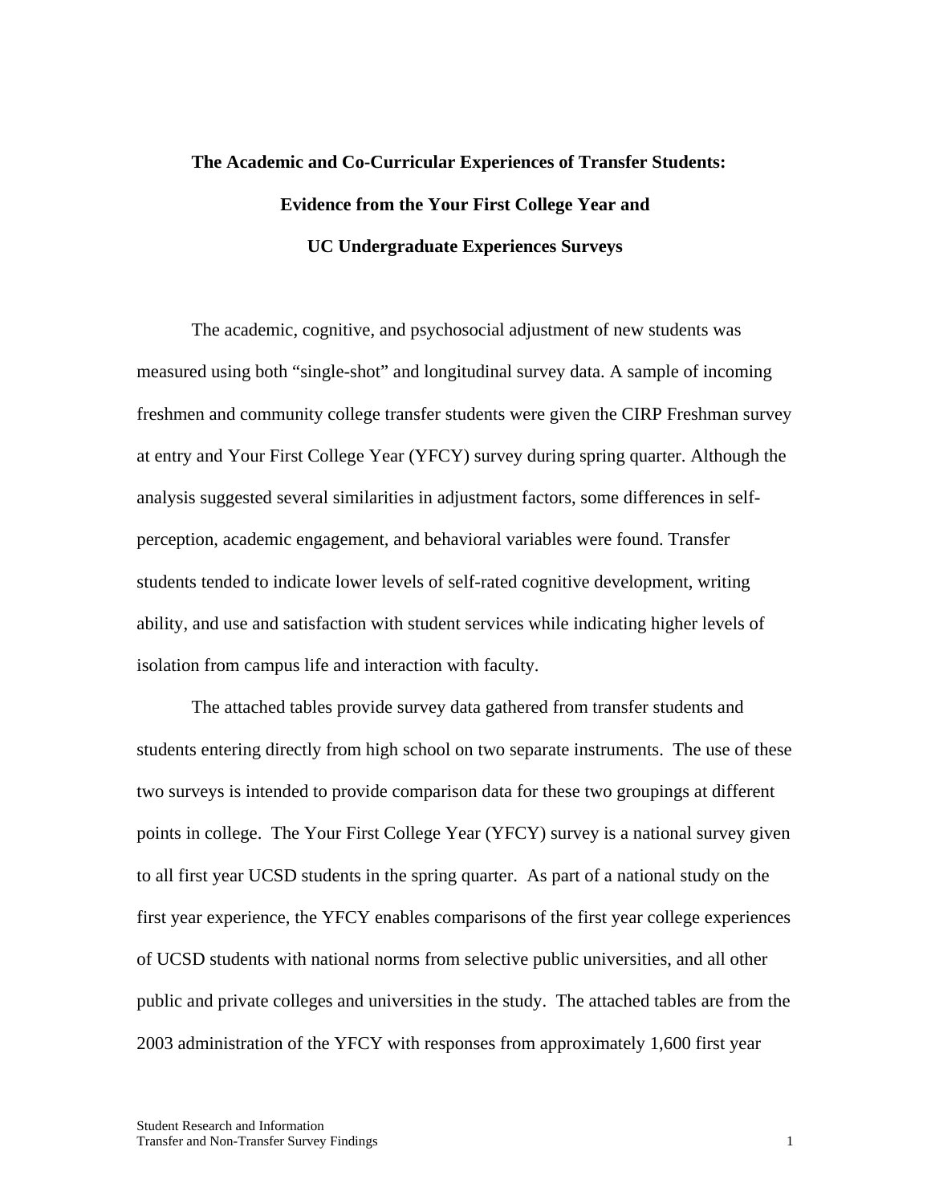# The Academic and Co-Curricular Experiences of Transfer Students: Evidence from the Your First College Year and UC Undergraduate Experiences Surveys

The academic, cognitive, and psychosocial adjustment of new students was measured using both "single-shot" and longitudinal survey data. A sample of incoming freshmen and community college transfer students were given the CIRP Freshman survey at entry and Your First College Year (YFCY) survey during spring quarter. Although the analysis suggested several similarities in adjustment factors, some differences in self-perception, academic engagement, and behavioral variables were found. Transfer students tended to indicate lower levels of self-rated cognitive development, writing ability, and use and satisfaction with student services while indicating higher levels of isolation from campus life and interaction with faculty.

The attached tables provide survey data gathered from transfer students and students entering directly from high school on two separate instruments. The use of these two surveys is intended to provide comparison data for these two groupings at different points in college. The Your First College Year (YFCY) survey is a national survey given to all first year UCSD students in the spring quarter. As part of a national study on the first year experience, the YFCY enables comparisons of the first year college experiences of UCSD students with national norms from selective public universities, and all other public and private colleges and universities in the study. The attached tables are from the 2003 administration of the YFCY with responses from approximately 1,600 first year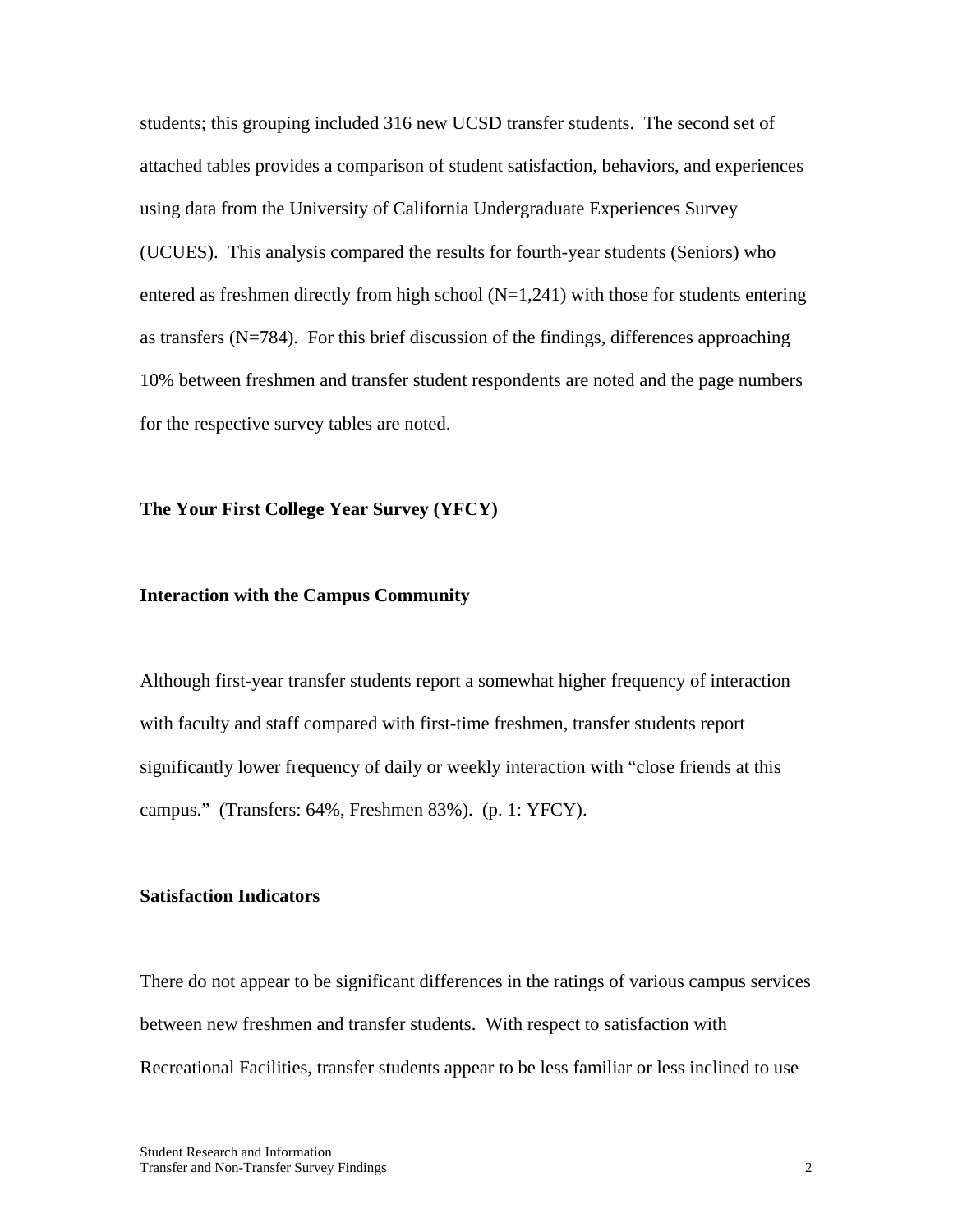students; this grouping included 316 new UCSD transfer students. The second set of attached tables provides a comparison of student satisfaction, behaviors, and experiences using data from the University of California Undergraduate Experiences Survey (UCUES). This analysis compared the results for fourth-year students (Seniors) who entered as freshmen directly from high school (N=1,241) with those for students entering as transfers (N=784). For this brief discussion of the findings, differences approaching 10% between freshmen and transfer student respondents are noted and the page numbers for the respective survey tables are noted.

## The Your First College Year Survey (YFCY)

### Interaction with the Campus Community

Although first-year transfer students report a somewhat higher frequency of interaction with faculty and staff compared with first-time freshmen, transfer students report significantly lower frequency of daily or weekly interaction with "close friends at this campus." (Transfers: 64%, Freshmen 83%). (p. 1: YFCY).

### Satisfaction Indicators

There do not appear to be significant differences in the ratings of various campus services between new freshmen and transfer students. With respect to satisfaction with Recreational Facilities, transfer students appear to be less familiar or less inclined to use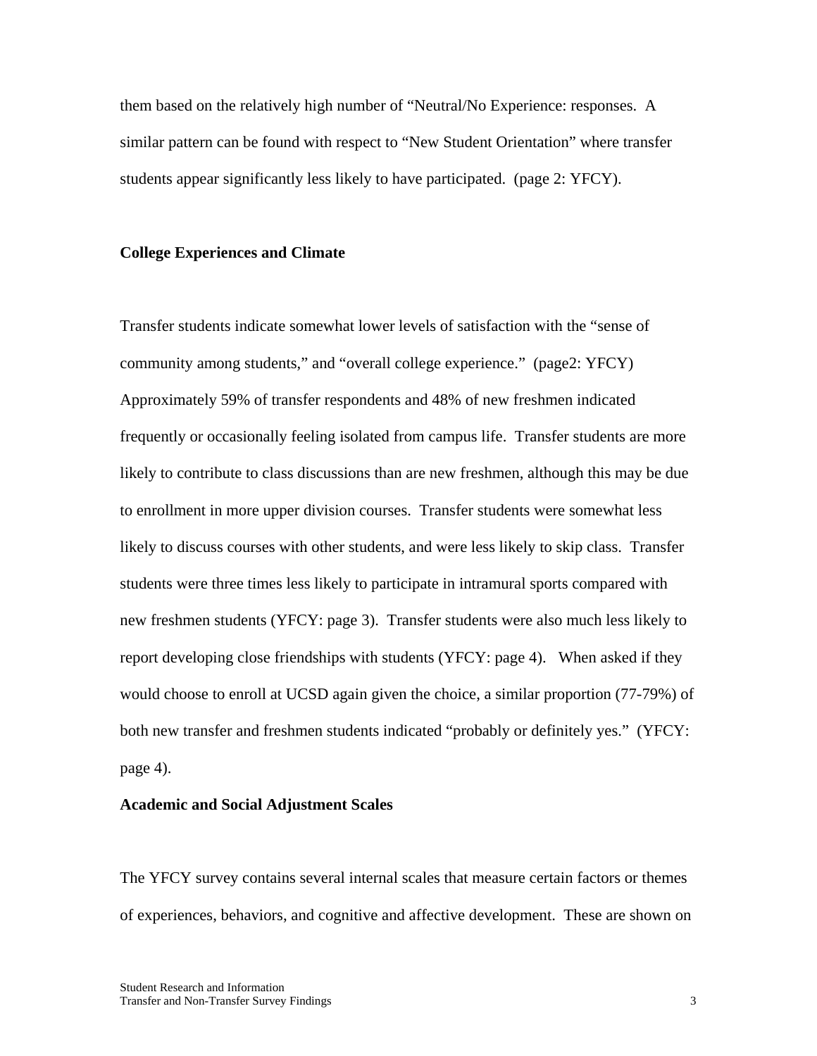them based on the relatively high number of “Neutral/No Experience: responses. A similar pattern can be found with respect to “New Student Orientation” where transfer students appear significantly less likely to have participated. (page 2: YFCY).

**College Experiences and Climate**

Transfer students indicate somewhat lower levels of satisfaction with the “sense of community among students,” and “overall college experience.” (page2: YFCY) Approximately 59% of transfer respondents and 48% of new freshmen indicated frequently or occasionally feeling isolated from campus life. Transfer students are more likely to contribute to class discussions than are new freshmen, although this may be due to enrollment in more upper division courses. Transfer students were somewhat less likely to discuss courses with other students, and were less likely to skip class. Transfer students were three times less likely to participate in intramural sports compared with new freshmen students (YFCY: page 3). Transfer students were also much less likely to report developing close friendships with students (YFCY: page 4). When asked if they would choose to enroll at UCSD again given the choice, a similar proportion (77-79%) of both new transfer and freshmen students indicated “probably or definitely yes.” (YFCY: page 4).

**Academic and Social Adjustment Scales**

The YFCY survey contains several internal scales that measure certain factors or themes of experiences, behaviors, and cognitive and affective development. These are shown on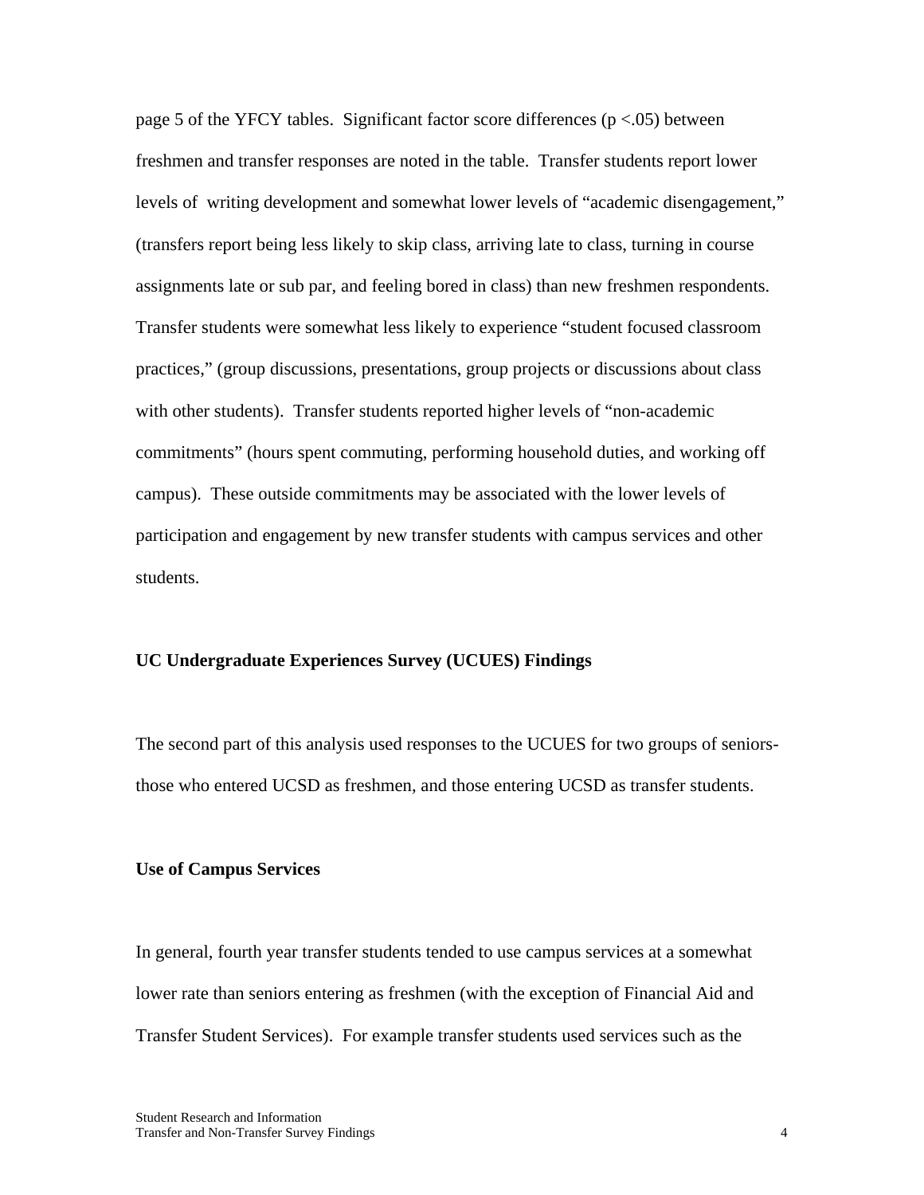page 5 of the YFCY tables. Significant factor score differences ($p < .05$) between freshmen and transfer responses are noted in the table. Transfer students report lower levels of writing development and somewhat lower levels of "academic disengagement," (transfers report being less likely to skip class, arriving late to class, turning in course assignments late or sub par, and feeling bored in class) than new freshmen respondents. Transfer students were somewhat less likely to experience "student focused classroom practices," (group discussions, presentations, group projects or discussions about class with other students). Transfer students reported higher levels of "non-academic commitments" (hours spent commuting, performing household duties, and working off campus). These outside commitments may be associated with the lower levels of participation and engagement by new transfer students with campus services and other students.

**UC Undergraduate Experiences Survey (UCUES) Findings**

The second part of this analysis used responses to the UCUES for two groups of seniors- those who entered UCSD as freshmen, and those entering UCSD as transfer students.

**Use of Campus Services**

In general, fourth year transfer students tended to use campus services at a somewhat lower rate than seniors entering as freshmen (with the exception of Financial Aid and Transfer Student Services). For example transfer students used services such as the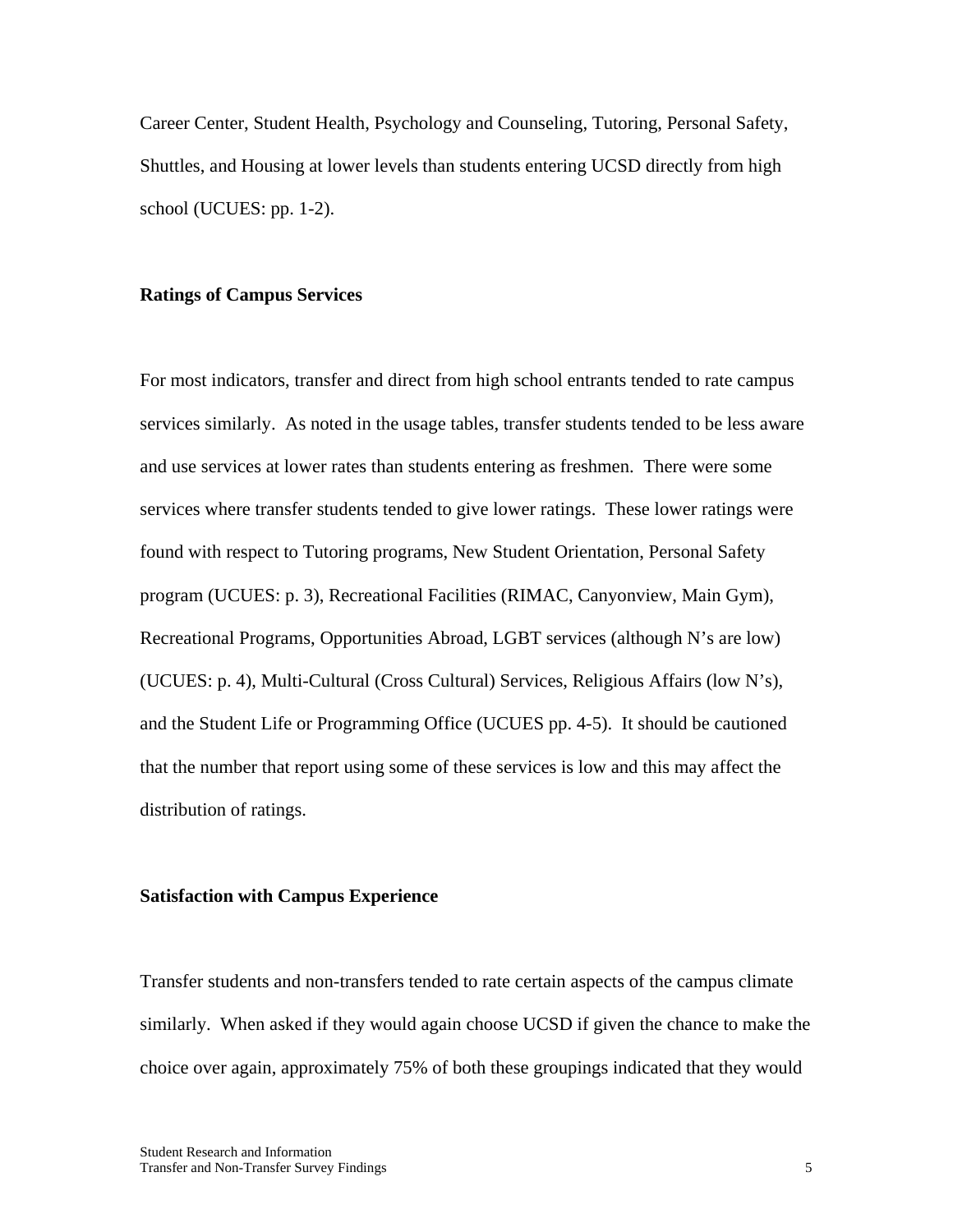Career Center, Student Health, Psychology and Counseling, Tutoring, Personal Safety, Shuttles, and Housing at lower levels than students entering UCSD directly from high school (UCUES: pp. 1-2).

**Ratings of Campus Services**

For most indicators, transfer and direct from high school entrants tended to rate campus services similarly. As noted in the usage tables, transfer students tended to be less aware and use services at lower rates than students entering as freshmen. There were some services where transfer students tended to give lower ratings. These lower ratings were found with respect to Tutoring programs, New Student Orientation, Personal Safety program (UCUES: p. 3), Recreational Facilities (RIMAC, Canyonview, Main Gym), Recreational Programs, Opportunities Abroad, LGBT services (although N's are low) (UCUES: p. 4), Multi-Cultural (Cross Cultural) Services, Religious Affairs (low N's), and the Student Life or Programming Office (UCUES pp. 4-5). It should be cautioned that the number that report using some of these services is low and this may affect the distribution of ratings.

**Satisfaction with Campus Experience**

Transfer students and non-transfers tended to rate certain aspects of the campus climate similarly. When asked if they would again choose UCSD if given the chance to make the choice over again, approximately 75% of both these groupings indicated that they would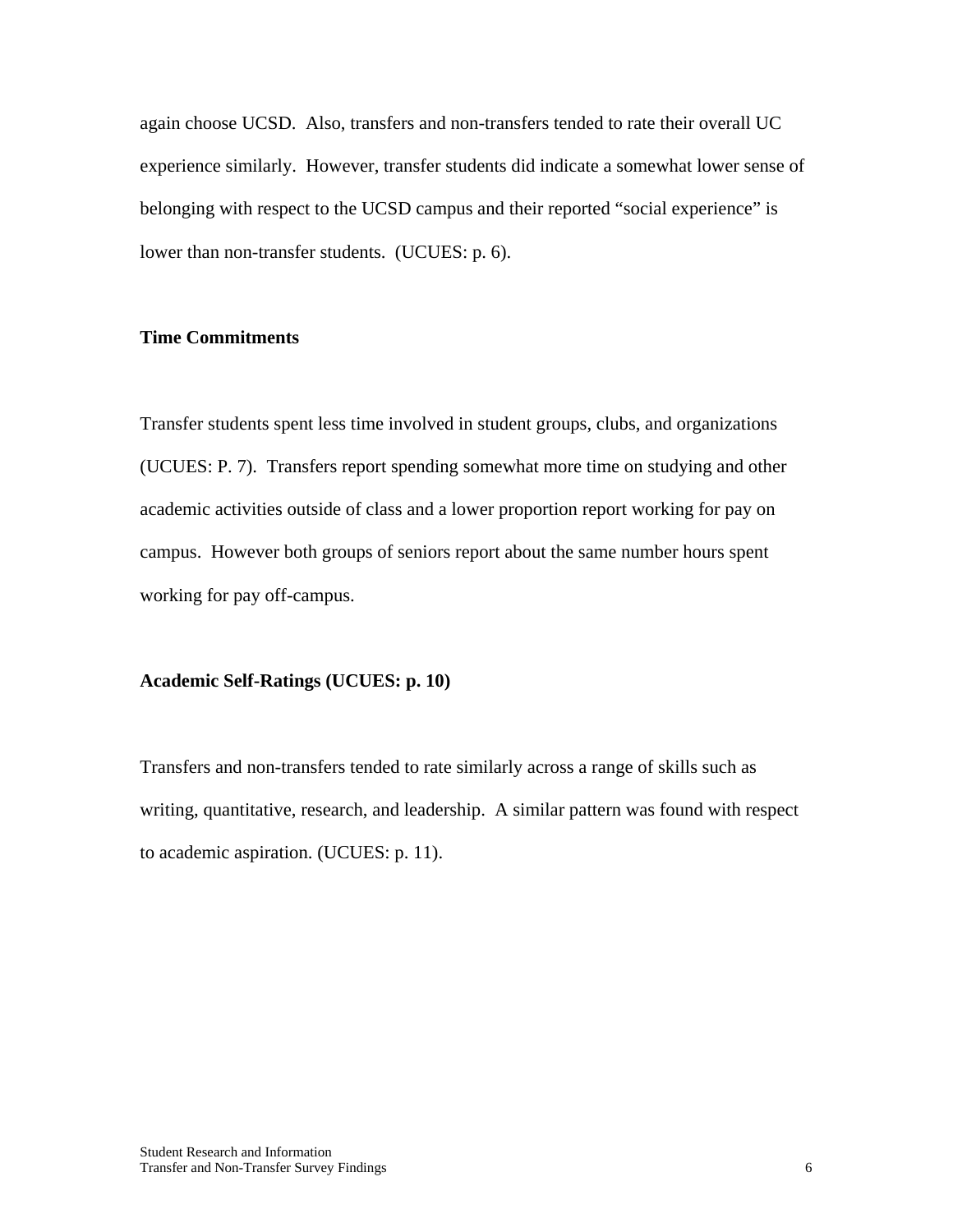again choose UCSD. Also, transfers and non-transfers tended to rate their overall UC experience similarly. However, transfer students did indicate a somewhat lower sense of belonging with respect to the UCSD campus and their reported "social experience" is lower than non-transfer students. (UCUES: p. 6).

**Time Commitments**

Transfer students spent less time involved in student groups, clubs, and organizations (UCUES: P. 7). Transfers report spending somewhat more time on studying and other academic activities outside of class and a lower proportion report working for pay on campus. However both groups of seniors report about the same number hours spent working for pay off-campus.

**Academic Self-Ratings (UCUES: p. 10)**

Transfers and non-transfers tended to rate similarly across a range of skills such as writing, quantitative, research, and leadership. A similar pattern was found with respect to academic aspiration. (UCUES: p. 11).